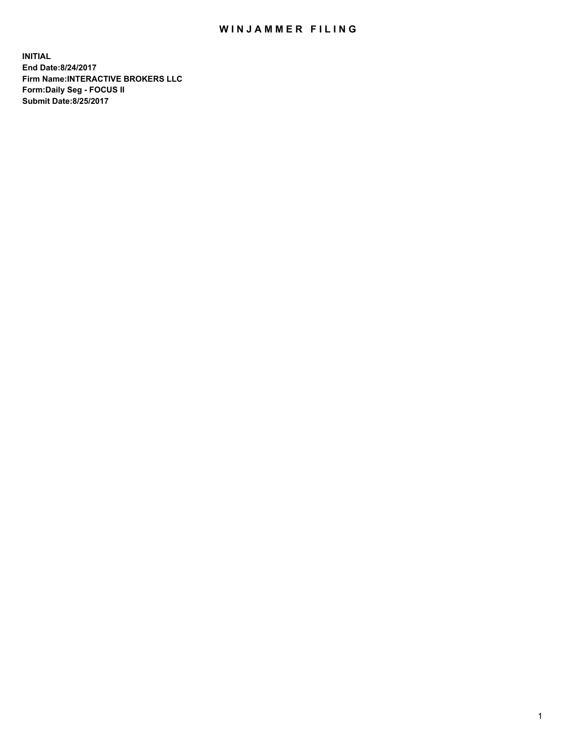# WINJAMMER FILING

**INITIAL**
**End Date:8/24/2017**
**Firm Name:INTERACTIVE BROKERS LLC**
**Form:Daily Seg - FOCUS II**
**Submit Date:8/25/2017**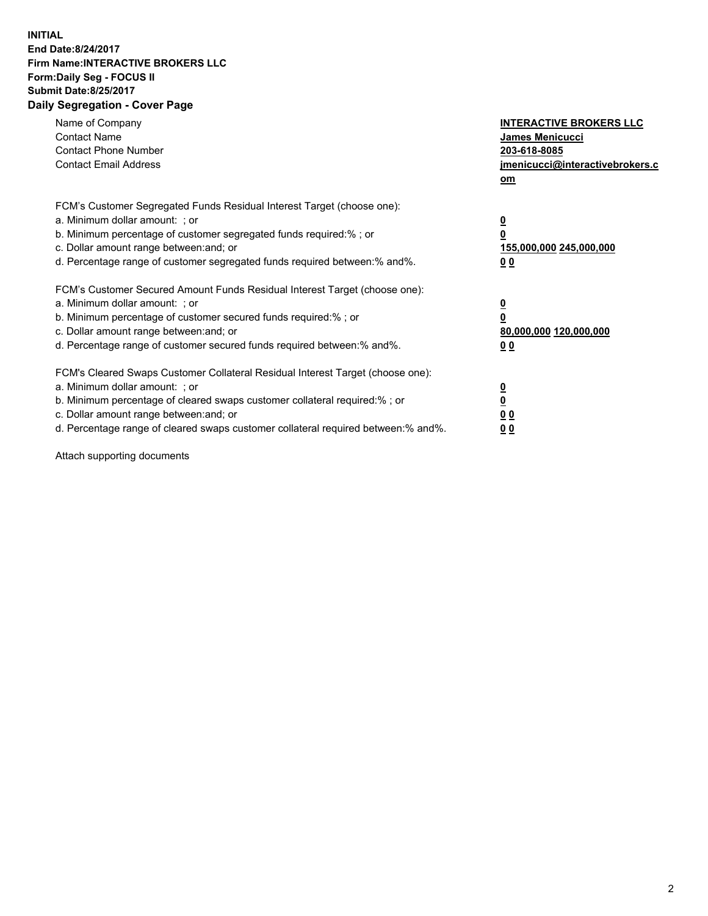**INITIAL**
**End Date:8/24/2017**
**Firm Name:INTERACTIVE BROKERS LLC**
**Form:Daily Seg - FOCUS II**
**Submit Date:8/25/2017**
**Daily Segregation - Cover Page**

| | |
|---|---|
| Name of Company | **INTERACTIVE BROKERS LLC** |
| Contact Name | **James Menicucci** |
| Contact Phone Number | **203-618-8085** |
| Contact Email Address | **jmenicucci@interactivebrokers.com** |

FCM's Customer Segregated Funds Residual Interest Target (choose one):

| | |
|---|---|
| a. Minimum dollar amount: ; or | **0** |
| b. Minimum percentage of customer segregated funds required:% ; or | **0** |
| c. Dollar amount range between:and; or | **155,000,000 245,000,000** |
| d. Percentage range of customer segregated funds required between:% and%. | **0 0** |

FCM's Customer Secured Amount Funds Residual Interest Target (choose one):

| | |
|---|---|
| a. Minimum dollar amount: ; or | **0** |
| b. Minimum percentage of customer secured funds required:% ; or | **0** |
| c. Dollar amount range between:and; or | **80,000,000 120,000,000** |
| d. Percentage range of customer secured funds required between:% and%. | **0 0** |

FCM's Cleared Swaps Customer Collateral Residual Interest Target (choose one):

| | |
|---|---|
| a. Minimum dollar amount: ; or | **0** |
| b. Minimum percentage of cleared swaps customer collateral required:% ; or | **0** |
| c. Dollar amount range between:and; or | **0 0** |
| d. Percentage range of cleared swaps customer collateral required between:% and%. | **0 0** |

Attach supporting documents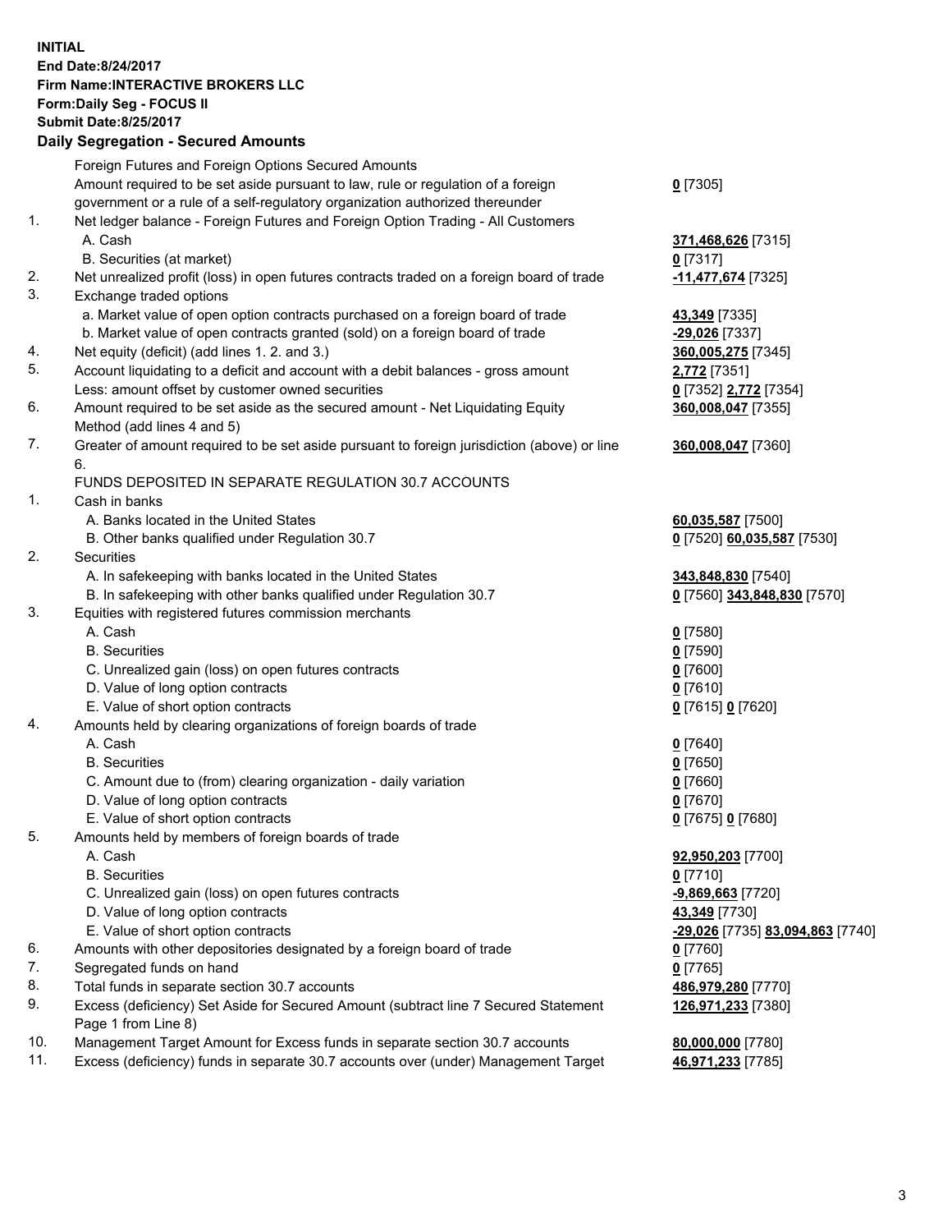**INITIAL**
**End Date:8/24/2017**
**Firm Name:INTERACTIVE BROKERS LLC**
**Form:Daily Seg - FOCUS II**
**Submit Date:8/25/2017**

## Daily Segregation - Secured Amounts

| | | |
|---|---|---|
| | Foreign Futures and Foreign Options Secured Amounts | |
| | Amount required to be set aside pursuant to law, rule or regulation of a foreign government or a rule of a self-regulatory organization authorized thereunder | **0** [7305] |
| 1. | Net ledger balance - Foreign Futures and Foreign Option Trading - All Customers | |
| | A. Cash | **371,468,626** [7315] |
| | B. Securities (at market) | **0** [7317] |
| 2. | Net unrealized profit (loss) in open futures contracts traded on a foreign board of trade | **-11,477,674** [7325] |
| 3. | Exchange traded options | |
| | a. Market value of open option contracts purchased on a foreign board of trade | **43,349** [7335] |
| | b. Market value of open contracts granted (sold) on a foreign board of trade | **-29,026** [7337] |
| 4. | Net equity (deficit) (add lines 1. 2. and 3.) | **360,005,275** [7345] |
| 5. | Account liquidating to a deficit and account with a debit balances - gross amount | **2,772** [7351] |
| | Less: amount offset by customer owned securities | **0** [7352] **2,772** [7354] |
| 6. | Amount required to be set aside as the secured amount - Net Liquidating Equity Method (add lines 4 and 5) | **360,008,047** [7355] |
| 7. | Greater of amount required to be set aside pursuant to foreign jurisdiction (above) or line 6. | **360,008,047** [7360] |
| | FUNDS DEPOSITED IN SEPARATE REGULATION 30.7 ACCOUNTS | |
| 1. | Cash in banks | |
| | A. Banks located in the United States | **60,035,587** [7500] |
| | B. Other banks qualified under Regulation 30.7 | **0** [7520] **60,035,587** [7530] |
| 2. | Securities | |
| | A. In safekeeping with banks located in the United States | **343,848,830** [7540] |
| | B. In safekeeping with other banks qualified under Regulation 30.7 | **0** [7560] **343,848,830** [7570] |
| 3. | Equities with registered futures commission merchants | |
| | A. Cash | **0** [7580] |
| | B. Securities | **0** [7590] |
| | C. Unrealized gain (loss) on open futures contracts | **0** [7600] |
| | D. Value of long option contracts | **0** [7610] |
| | E. Value of short option contracts | **0** [7615] **0** [7620] |
| 4. | Amounts held by clearing organizations of foreign boards of trade | |
| | A. Cash | **0** [7640] |
| | B. Securities | **0** [7650] |
| | C. Amount due to (from) clearing organization - daily variation | **0** [7660] |
| | D. Value of long option contracts | **0** [7670] |
| | E. Value of short option contracts | **0** [7675] **0** [7680] |
| 5. | Amounts held by members of foreign boards of trade | |
| | A. Cash | **92,950,203** [7700] |
| | B. Securities | **0** [7710] |
| | C. Unrealized gain (loss) on open futures contracts | **-9,869,663** [7720] |
| | D. Value of long option contracts | **43,349** [7730] |
| | E. Value of short option contracts | **-29,026** [7735] **83,094,863** [7740] |
| 6. | Amounts with other depositories designated by a foreign board of trade | **0** [7760] |
| 7. | Segregated funds on hand | **0** [7765] |
| 8. | Total funds in separate section 30.7 accounts | **486,979,280** [7770] |
| 9. | Excess (deficiency) Set Aside for Secured Amount (subtract line 7 Secured Statement Page 1 from Line 8) | **126,971,233** [7380] |
| 10. | Management Target Amount for Excess funds in separate section 30.7 accounts | **80,000,000** [7780] |
| 11. | Excess (deficiency) funds in separate 30.7 accounts over (under) Management Target | **46,971,233** [7785] |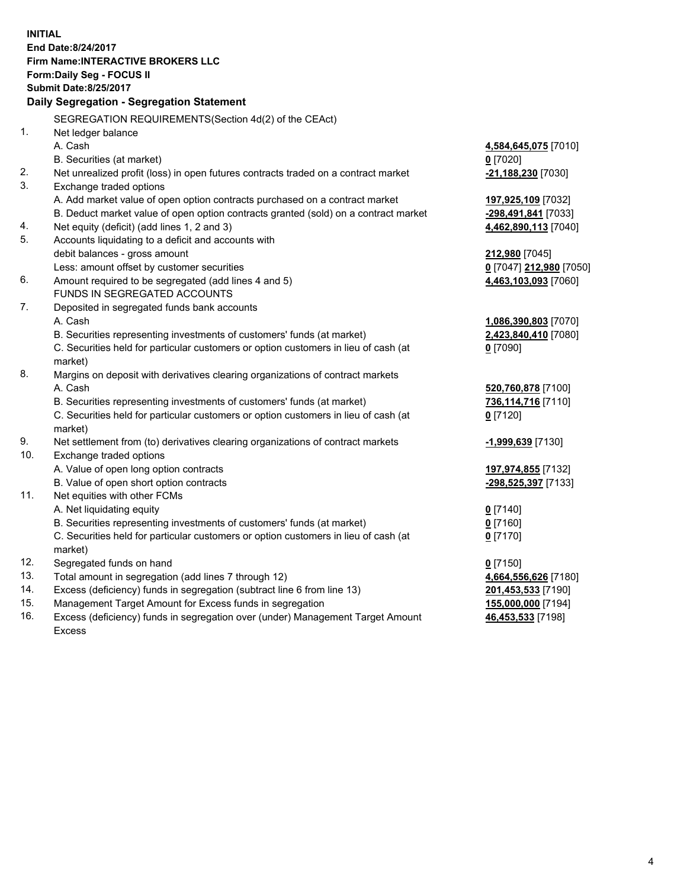**INITIAL**
**End Date:8/24/2017**
**Firm Name:INTERACTIVE BROKERS LLC**
**Form:Daily Seg - FOCUS II**
**Submit Date:8/25/2017**

## Daily Segregation - Segregation Statement

| | | |
|---|---|---|
| | SEGREGATION REQUIREMENTS(Section 4d(2) of the CEAct) | |
| 1. | Net ledger balance | |
| | A. Cash | **4,584,645,075** [7010] |
| | B. Securities (at market) | **0** [7020] |
| 2. | Net unrealized profit (loss) in open futures contracts traded on a contract market | **-21,188,230** [7030] |
| 3. | Exchange traded options | |
| | A. Add market value of open option contracts purchased on a contract market | **197,925,109** [7032] |
| | B. Deduct market value of open option contracts granted (sold) on a contract market | **-298,491,841** [7033] |
| 4. | Net equity (deficit) (add lines 1, 2 and 3) | **4,462,890,113** [7040] |
| 5. | Accounts liquidating to a deficit and accounts with | |
| | debit balances - gross amount | **212,980** [7045] |
| | Less: amount offset by customer securities | **0** [7047] **212,980** [7050] |
| 6. | Amount required to be segregated (add lines 4 and 5) | **4,463,103,093** [7060] |
| | FUNDS IN SEGREGATED ACCOUNTS | |
| 7. | Deposited in segregated funds bank accounts | |
| | A. Cash | **1,086,390,803** [7070] |
| | B. Securities representing investments of customers' funds (at market) | **2,423,840,410** [7080] |
| | C. Securities held for particular customers or option customers in lieu of cash (at market) | **0** [7090] |
| 8. | Margins on deposit with derivatives clearing organizations of contract markets | |
| | A. Cash | **520,760,878** [7100] |
| | B. Securities representing investments of customers' funds (at market) | **736,114,716** [7110] |
| | C. Securities held for particular customers or option customers in lieu of cash (at market) | **0** [7120] |
| 9. | Net settlement from (to) derivatives clearing organizations of contract markets | **-1,999,639** [7130] |
| 10. | Exchange traded options | |
| | A. Value of open long option contracts | **197,974,855** [7132] |
| | B. Value of open short option contracts | **-298,525,397** [7133] |
| 11. | Net equities with other FCMs | |
| | A. Net liquidating equity | **0** [7140] |
| | B. Securities representing investments of customers' funds (at market) | **0** [7160] |
| | C. Securities held for particular customers or option customers in lieu of cash (at market) | **0** [7170] |
| 12. | Segregated funds on hand | **0** [7150] |
| 13. | Total amount in segregation (add lines 7 through 12) | **4,664,556,626** [7180] |
| 14. | Excess (deficiency) funds in segregation (subtract line 6 from line 13) | **201,453,533** [7190] |
| 15. | Management Target Amount for Excess funds in segregation | **155,000,000** [7194] |
| 16. | Excess (deficiency) funds in segregation over (under) Management Target Amount Excess | **46,453,533** [7198] |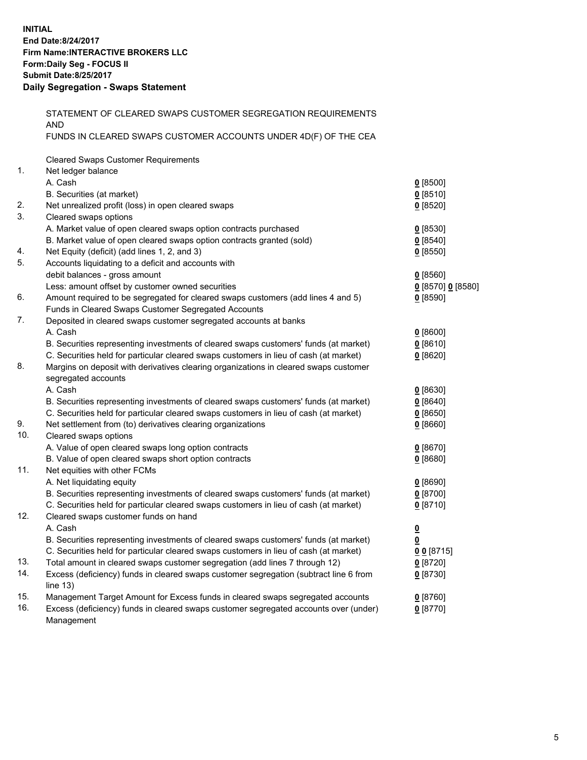**INITIAL**
**End Date:8/24/2017**
**Firm Name:INTERACTIVE BROKERS LLC**
**Form:Daily Seg - FOCUS II**
**Submit Date:8/25/2017**
**Daily Segregation - Swaps Statement**

STATEMENT OF CLEARED SWAPS CUSTOMER SEGREGATION REQUIREMENTS AND FUNDS IN CLEARED SWAPS CUSTOMER ACCOUNTS UNDER 4D(F) OF THE CEA

| | | |
|---|---|---|
| | Cleared Swaps Customer Requirements | |
| 1. | Net ledger balance | |
| | A. Cash | 0 [8500] |
| | B. Securities (at market) | 0 [8510] |
| 2. | Net unrealized profit (loss) in open cleared swaps | 0 [8520] |
| 3. | Cleared swaps options | |
| | A. Market value of open cleared swaps option contracts purchased | 0 [8530] |
| | B. Market value of open cleared swaps option contracts granted (sold) | 0 [8540] |
| 4. | Net Equity (deficit) (add lines 1, 2, and 3) | 0 [8550] |
| 5. | Accounts liquidating to a deficit and accounts with debit balances - gross amount | 0 [8560] |
| | Less: amount offset by customer owned securities | 0 [8570] 0 [8580] |
| 6. | Amount required to be segregated for cleared swaps customers (add lines 4 and 5) | 0 [8590] |
| | Funds in Cleared Swaps Customer Segregated Accounts | |
| 7. | Deposited in cleared swaps customer segregated accounts at banks | |
| | A. Cash | 0 [8600] |
| | B. Securities representing investments of cleared swaps customers' funds (at market) | 0 [8610] |
| | C. Securities held for particular cleared swaps customers in lieu of cash (at market) | 0 [8620] |
| 8. | Margins on deposit with derivatives clearing organizations in cleared swaps customer segregated accounts | |
| | A. Cash | 0 [8630] |
| | B. Securities representing investments of cleared swaps customers' funds (at market) | 0 [8640] |
| | C. Securities held for particular cleared swaps customers in lieu of cash (at market) | 0 [8650] |
| 9. | Net settlement from (to) derivatives clearing organizations | 0 [8660] |
| 10. | Cleared swaps options | |
| | A. Value of open cleared swaps long option contracts | 0 [8670] |
| | B. Value of open cleared swaps short option contracts | 0 [8680] |
| 11. | Net equities with other FCMs | |
| | A. Net liquidating equity | 0 [8690] |
| | B. Securities representing investments of cleared swaps customers' funds (at market) | 0 [8700] |
| | C. Securities held for particular cleared swaps customers in lieu of cash (at market) | 0 [8710] |
| 12. | Cleared swaps customer funds on hand | |
| | A. Cash | 0 |
| | B. Securities representing investments of cleared swaps customers' funds (at market) | 0 |
| | C. Securities held for particular cleared swaps customers in lieu of cash (at market) | 0 0 [8715] |
| 13. | Total amount in cleared swaps customer segregation (add lines 7 through 12) | 0 [8720] |
| 14. | Excess (deficiency) funds in cleared swaps customer segregation (subtract line 6 from line 13) | 0 [8730] |
| 15. | Management Target Amount for Excess funds in cleared swaps segregated accounts | 0 [8760] |
| 16. | Excess (deficiency) funds in cleared swaps customer segregated accounts over (under) Management | 0 [8770] |